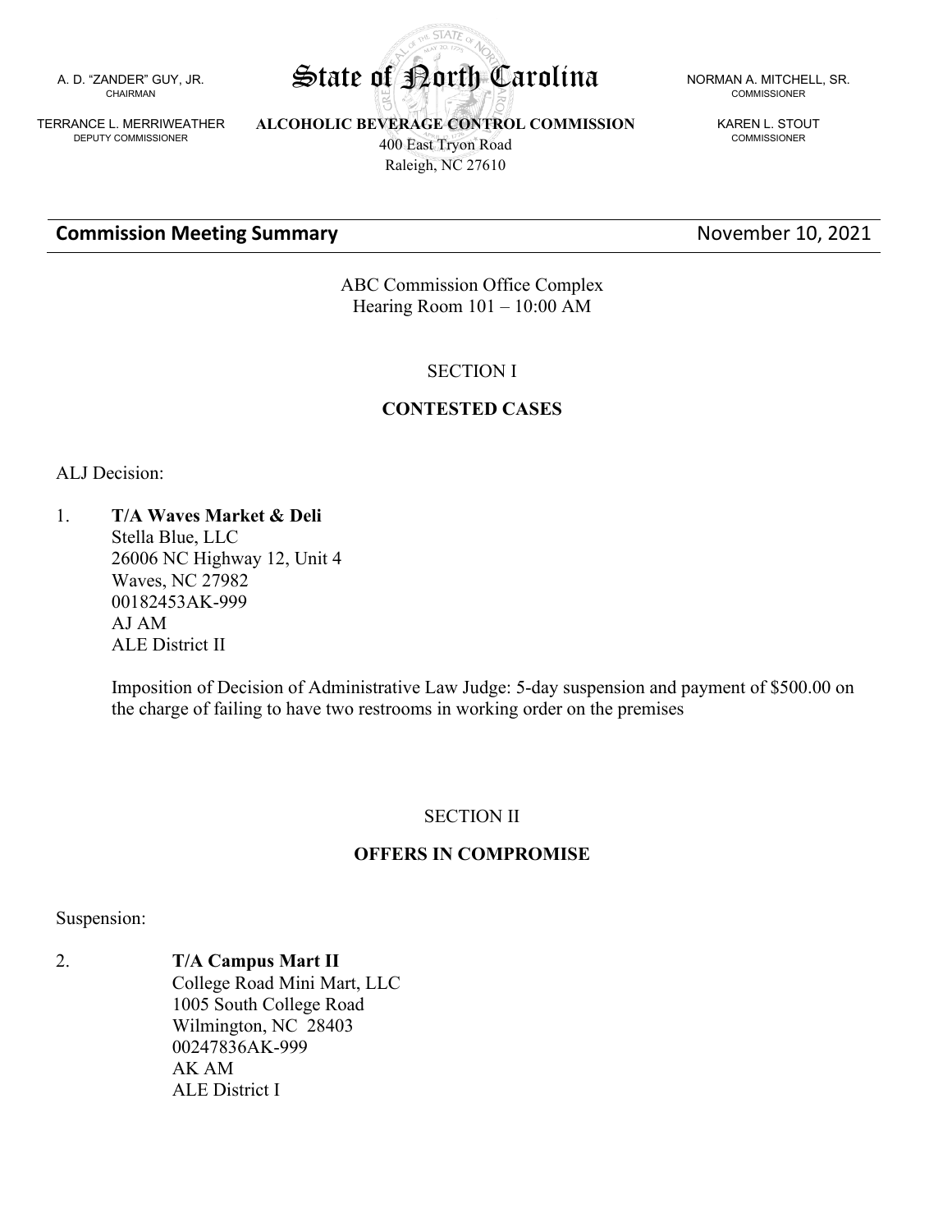A. D. "ZANDER" GUY, JR.
CHAIRMAN

TERRANCE L. MERRIWEATHER
DEPUTY COMMISSIONER

# State of North Carolina

**ALCOHOLIC BEVERAGE CONTROL COMMISSION**
400 East Tryon Road
Raleigh, NC 27610

NORMAN A. MITCHELL, SR.
COMMISSIONER

KAREN L. STOUT
COMMISSIONER

## Commission Meeting Summary — November 10, 2021

ABC Commission Office Complex
Hearing Room 101 – 10:00 AM

SECTION I

**CONTESTED CASES**

ALJ Decision:

1. **T/A Waves Market & Deli**
   Stella Blue, LLC
   26006 NC Highway 12, Unit 4
   Waves, NC 27982
   00182453AK-999
   AJ AM
   ALE District II

   Imposition of Decision of Administrative Law Judge: 5-day suspension and payment of $500.00 on the charge of failing to have two restrooms in working order on the premises

SECTION II

**OFFERS IN COMPROMISE**

Suspension:

2. **T/A Campus Mart II**
   College Road Mini Mart, LLC
   1005 South College Road
   Wilmington, NC 28403
   00247836AK-999
   AK AM
   ALE District I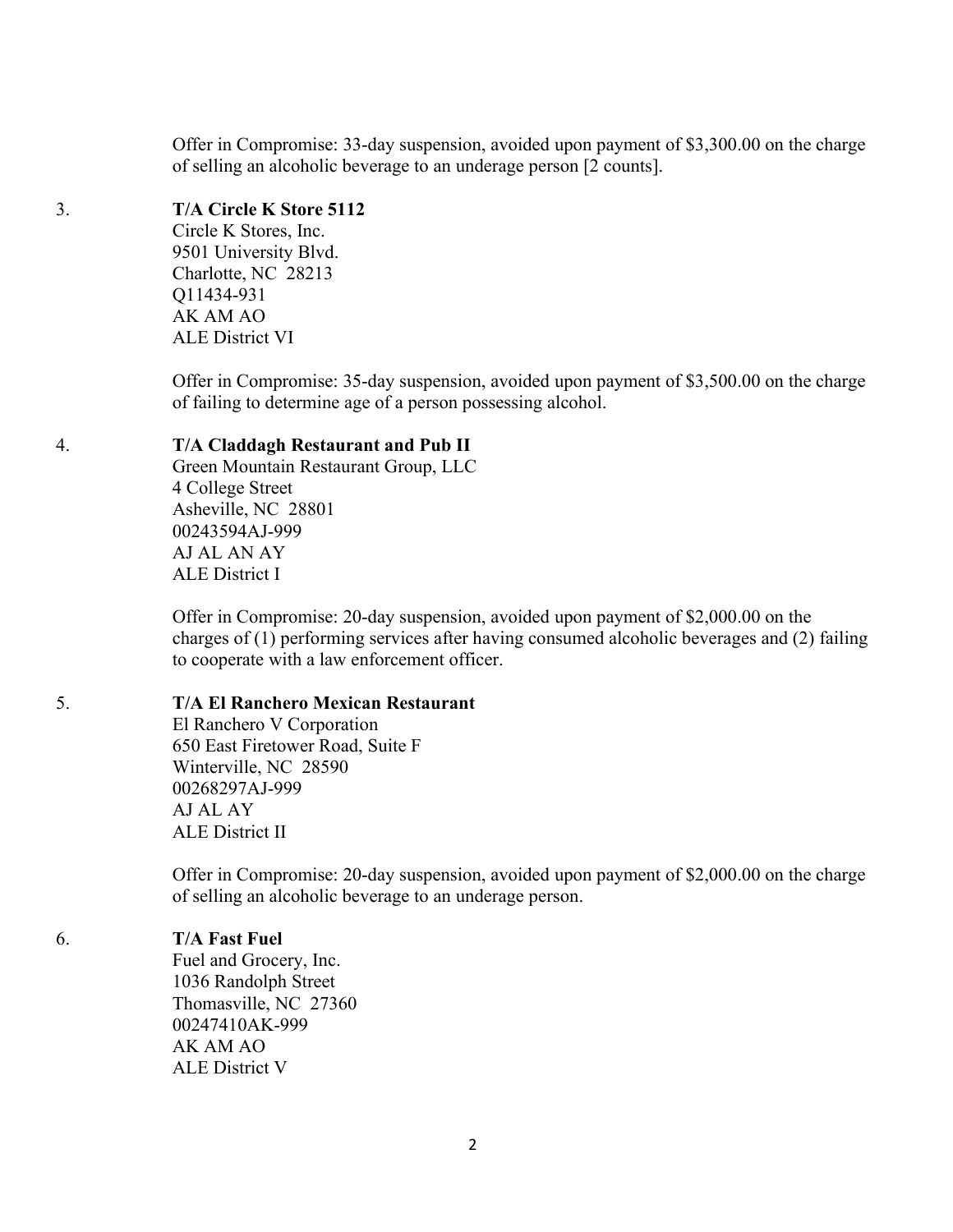Offer in Compromise: 33-day suspension, avoided upon payment of $3,300.00 on the charge of selling an alcoholic beverage to an underage person [2 counts].

3. **T/A Circle K Store 5112**
   Circle K Stores, Inc.
   9501 University Blvd.
   Charlotte, NC 28213
   Q11434-931
   AK AM AO
   ALE District VI

   Offer in Compromise: 35-day suspension, avoided upon payment of $3,500.00 on the charge of failing to determine age of a person possessing alcohol.

4. **T/A Claddagh Restaurant and Pub II**
   Green Mountain Restaurant Group, LLC
   4 College Street
   Asheville, NC 28801
   00243594AJ-999
   AJ AL AN AY
   ALE District I

   Offer in Compromise: 20-day suspension, avoided upon payment of $2,000.00 on the charges of (1) performing services after having consumed alcoholic beverages and (2) failing to cooperate with a law enforcement officer.

5. **T/A El Ranchero Mexican Restaurant**
   El Ranchero V Corporation
   650 East Firetower Road, Suite F
   Winterville, NC 28590
   00268297AJ-999
   AJ AL AY
   ALE District II

   Offer in Compromise: 20-day suspension, avoided upon payment of $2,000.00 on the charge of selling an alcoholic beverage to an underage person.

6. **T/A Fast Fuel**
   Fuel and Grocery, Inc.
   1036 Randolph Street
   Thomasville, NC 27360
   00247410AK-999
   AK AM AO
   ALE District V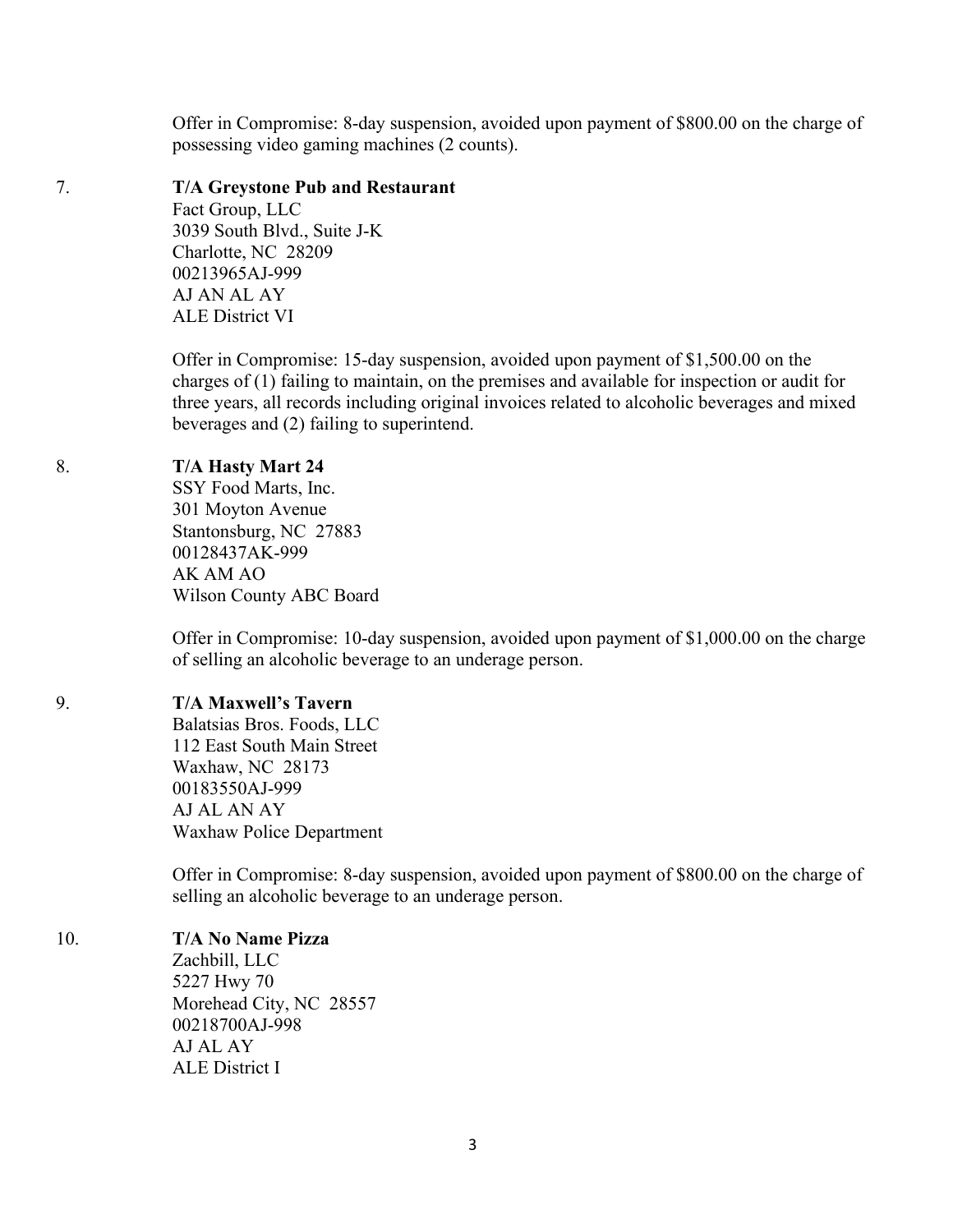Offer in Compromise: 8-day suspension, avoided upon payment of $800.00 on the charge of possessing video gaming machines (2 counts).

7. **T/A Greystone Pub and Restaurant**
   Fact Group, LLC
   3039 South Blvd., Suite J-K
   Charlotte, NC 28209
   00213965AJ-999
   AJ AN AL AY
   ALE District VI

   Offer in Compromise: 15-day suspension, avoided upon payment of $1,500.00 on the charges of (1) failing to maintain, on the premises and available for inspection or audit for three years, all records including original invoices related to alcoholic beverages and mixed beverages and (2) failing to superintend.

8. **T/A Hasty Mart 24**
   SSY Food Marts, Inc.
   301 Moyton Avenue
   Stantonsburg, NC 27883
   00128437AK-999
   AK AM AO
   Wilson County ABC Board

   Offer in Compromise: 10-day suspension, avoided upon payment of $1,000.00 on the charge of selling an alcoholic beverage to an underage person.

9. **T/A Maxwell's Tavern**
   Balatsias Bros. Foods, LLC
   112 East South Main Street
   Waxhaw, NC 28173
   00183550AJ-999
   AJ AL AN AY
   Waxhaw Police Department

   Offer in Compromise: 8-day suspension, avoided upon payment of $800.00 on the charge of selling an alcoholic beverage to an underage person.

10. **T/A No Name Pizza**
    Zachbill, LLC
    5227 Hwy 70
    Morehead City, NC 28557
    00218700AJ-998
    AJ AL AY
    ALE District I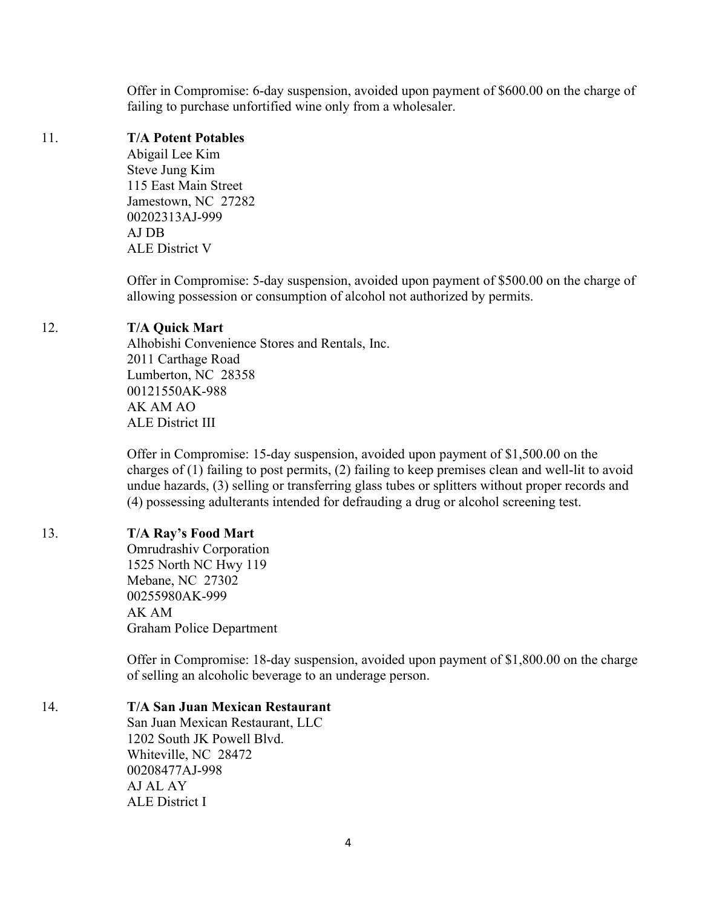Offer in Compromise: 6-day suspension, avoided upon payment of $600.00 on the charge of failing to purchase unfortified wine only from a wholesaler.

11. **T/A Potent Potables**
    Abigail Lee Kim
    Steve Jung Kim
    115 East Main Street
    Jamestown, NC 27282
    00202313AJ-999
    AJ DB
    ALE District V

    Offer in Compromise: 5-day suspension, avoided upon payment of $500.00 on the charge of allowing possession or consumption of alcohol not authorized by permits.

12. **T/A Quick Mart**
    Alhobishi Convenience Stores and Rentals, Inc.
    2011 Carthage Road
    Lumberton, NC 28358
    00121550AK-988
    AK AM AO
    ALE District III

    Offer in Compromise: 15-day suspension, avoided upon payment of $1,500.00 on the charges of (1) failing to post permits, (2) failing to keep premises clean and well-lit to avoid undue hazards, (3) selling or transferring glass tubes or splitters without proper records and (4) possessing adulterants intended for defrauding a drug or alcohol screening test.

13. **T/A Ray's Food Mart**
    Omrudrashiv Corporation
    1525 North NC Hwy 119
    Mebane, NC 27302
    00255980AK-999
    AK AM
    Graham Police Department

    Offer in Compromise: 18-day suspension, avoided upon payment of $1,800.00 on the charge of selling an alcoholic beverage to an underage person.

14. **T/A San Juan Mexican Restaurant**
    San Juan Mexican Restaurant, LLC
    1202 South JK Powell Blvd.
    Whiteville, NC 28472
    00208477AJ-998
    AJ AL AY
    ALE District I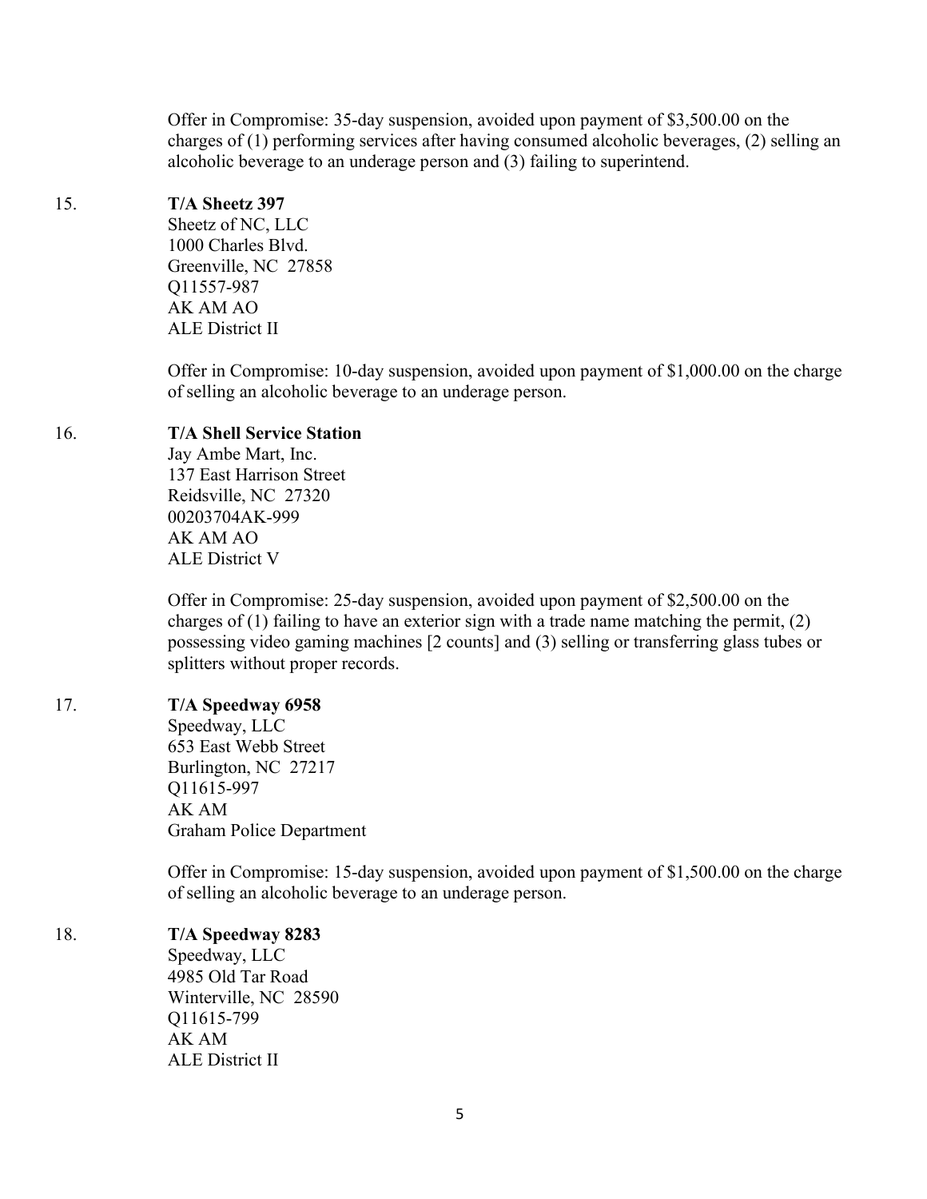Offer in Compromise: 35-day suspension, avoided upon payment of $3,500.00 on the charges of (1) performing services after having consumed alcoholic beverages, (2) selling an alcoholic beverage to an underage person and (3) failing to superintend.

15. **T/A Sheetz 397**
Sheetz of NC, LLC
1000 Charles Blvd.
Greenville, NC 27858
Q11557-987
AK AM AO
ALE District II

Offer in Compromise: 10-day suspension, avoided upon payment of $1,000.00 on the charge of selling an alcoholic beverage to an underage person.

16. **T/A Shell Service Station**
Jay Ambe Mart, Inc.
137 East Harrison Street
Reidsville, NC 27320
00203704AK-999
AK AM AO
ALE District V

Offer in Compromise: 25-day suspension, avoided upon payment of $2,500.00 on the charges of (1) failing to have an exterior sign with a trade name matching the permit, (2) possessing video gaming machines [2 counts] and (3) selling or transferring glass tubes or splitters without proper records.

17. **T/A Speedway 6958**
Speedway, LLC
653 East Webb Street
Burlington, NC 27217
Q11615-997
AK AM
Graham Police Department

Offer in Compromise: 15-day suspension, avoided upon payment of $1,500.00 on the charge of selling an alcoholic beverage to an underage person.

18. **T/A Speedway 8283**
Speedway, LLC
4985 Old Tar Road
Winterville, NC 28590
Q11615-799
AK AM
ALE District II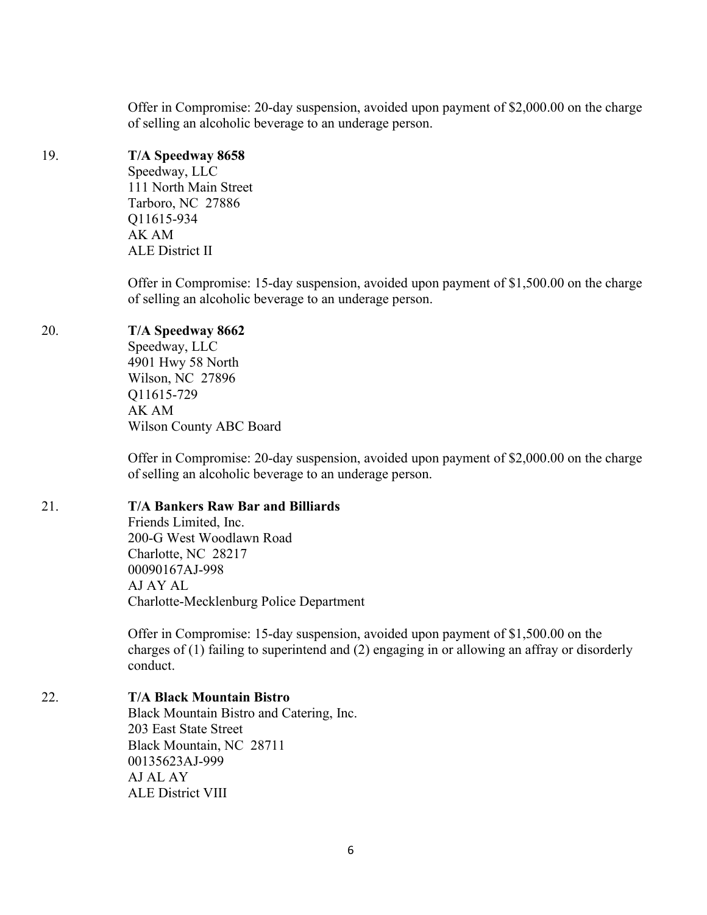Offer in Compromise: 20-day suspension, avoided upon payment of $2,000.00 on the charge of selling an alcoholic beverage to an underage person.

19. **T/A Speedway 8658**
    Speedway, LLC
    111 North Main Street
    Tarboro, NC 27886
    Q11615-934
    AK AM
    ALE District II

    Offer in Compromise: 15-day suspension, avoided upon payment of $1,500.00 on the charge of selling an alcoholic beverage to an underage person.

20. **T/A Speedway 8662**
    Speedway, LLC
    4901 Hwy 58 North
    Wilson, NC 27896
    Q11615-729
    AK AM
    Wilson County ABC Board

    Offer in Compromise: 20-day suspension, avoided upon payment of $2,000.00 on the charge of selling an alcoholic beverage to an underage person.

21. **T/A Bankers Raw Bar and Billiards**
    Friends Limited, Inc.
    200-G West Woodlawn Road
    Charlotte, NC 28217
    00090167AJ-998
    AJ AY AL
    Charlotte-Mecklenburg Police Department

    Offer in Compromise: 15-day suspension, avoided upon payment of $1,500.00 on the charges of (1) failing to superintend and (2) engaging in or allowing an affray or disorderly conduct.

22. **T/A Black Mountain Bistro**
    Black Mountain Bistro and Catering, Inc.
    203 East State Street
    Black Mountain, NC 28711
    00135623AJ-999
    AJ AL AY
    ALE District VIII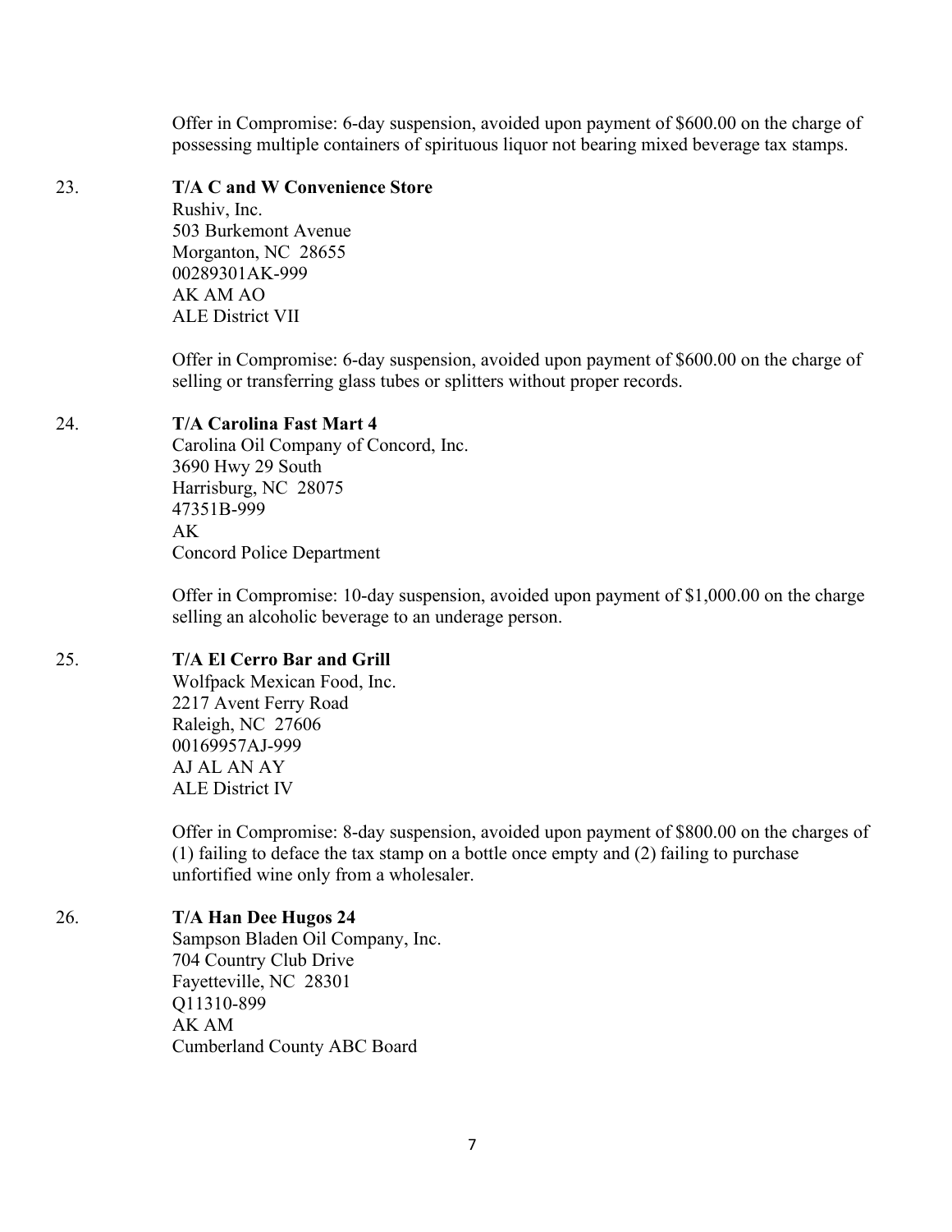Offer in Compromise: 6-day suspension, avoided upon payment of $600.00 on the charge of possessing multiple containers of spirituous liquor not bearing mixed beverage tax stamps.

23. **T/A C and W Convenience Store**
Rushiv, Inc.
503 Burkemont Avenue
Morganton, NC 28655
00289301AK-999
AK AM AO
ALE District VII

Offer in Compromise: 6-day suspension, avoided upon payment of $600.00 on the charge of selling or transferring glass tubes or splitters without proper records.

24. **T/A Carolina Fast Mart 4**
Carolina Oil Company of Concord, Inc.
3690 Hwy 29 South
Harrisburg, NC 28075
47351B-999
AK
Concord Police Department

Offer in Compromise: 10-day suspension, avoided upon payment of $1,000.00 on the charge selling an alcoholic beverage to an underage person.

25. **T/A El Cerro Bar and Grill**
Wolfpack Mexican Food, Inc.
2217 Avent Ferry Road
Raleigh, NC 27606
00169957AJ-999
AJ AL AN AY
ALE District IV

Offer in Compromise: 8-day suspension, avoided upon payment of $800.00 on the charges of (1) failing to deface the tax stamp on a bottle once empty and (2) failing to purchase unfortified wine only from a wholesaler.

26. **T/A Han Dee Hugos 24**
Sampson Bladen Oil Company, Inc.
704 Country Club Drive
Fayetteville, NC 28301
Q11310-899
AK AM
Cumberland County ABC Board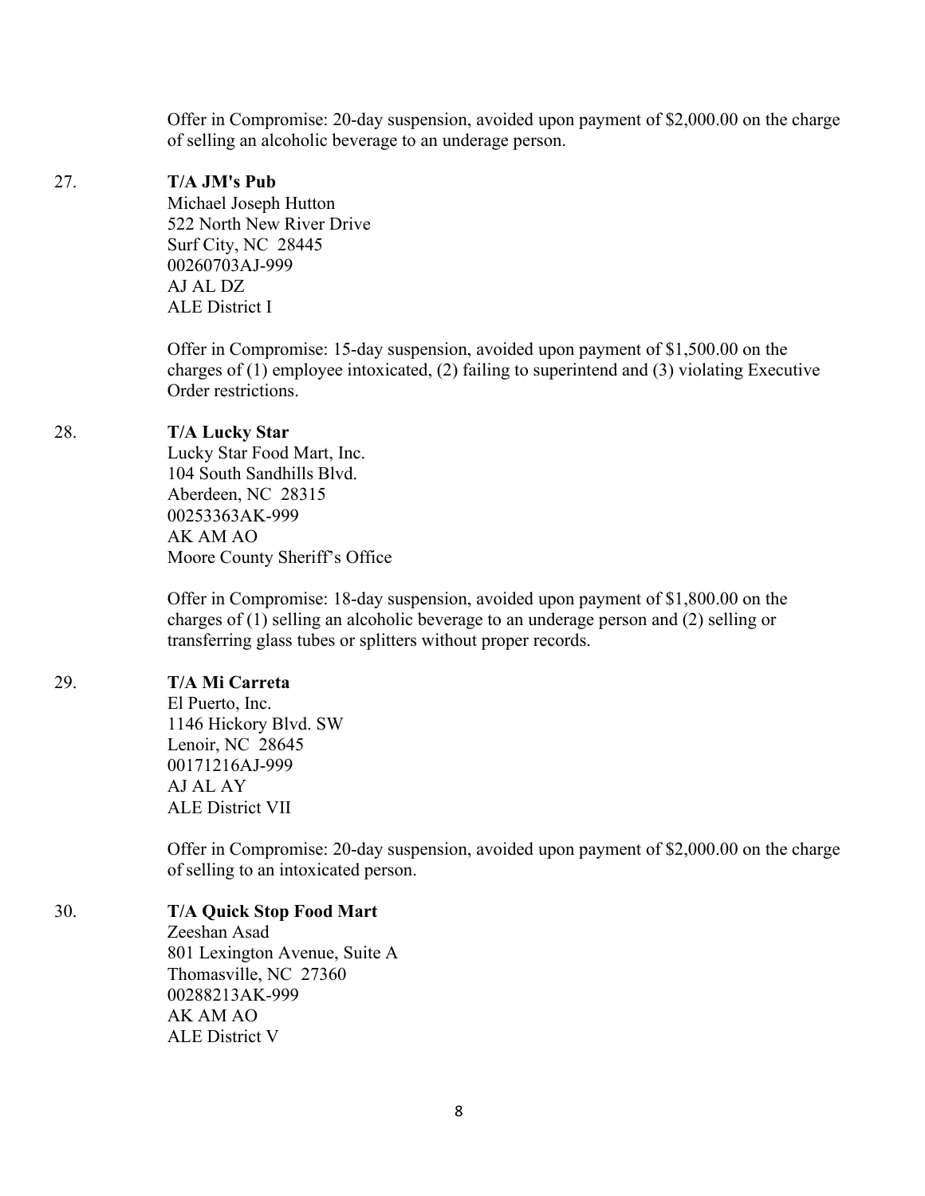Offer in Compromise: 20-day suspension, avoided upon payment of $2,000.00 on the charge of selling an alcoholic beverage to an underage person.

27. **T/A JM's Pub**
    Michael Joseph Hutton
    522 North New River Drive
    Surf City, NC 28445
    00260703AJ-999
    AJ AL DZ
    ALE District I

    Offer in Compromise: 15-day suspension, avoided upon payment of $1,500.00 on the charges of (1) employee intoxicated, (2) failing to superintend and (3) violating Executive Order restrictions.

28. **T/A Lucky Star**
    Lucky Star Food Mart, Inc.
    104 South Sandhills Blvd.
    Aberdeen, NC 28315
    00253363AK-999
    AK AM AO
    Moore County Sheriff's Office

    Offer in Compromise: 18-day suspension, avoided upon payment of $1,800.00 on the charges of (1) selling an alcoholic beverage to an underage person and (2) selling or transferring glass tubes or splitters without proper records.

29. **T/A Mi Carreta**
    El Puerto, Inc.
    1146 Hickory Blvd. SW
    Lenoir, NC 28645
    00171216AJ-999
    AJ AL AY
    ALE District VII

    Offer in Compromise: 20-day suspension, avoided upon payment of $2,000.00 on the charge of selling to an intoxicated person.

30. **T/A Quick Stop Food Mart**
    Zeeshan Asad
    801 Lexington Avenue, Suite A
    Thomasville, NC 27360
    00288213AK-999
    AK AM AO
    ALE District V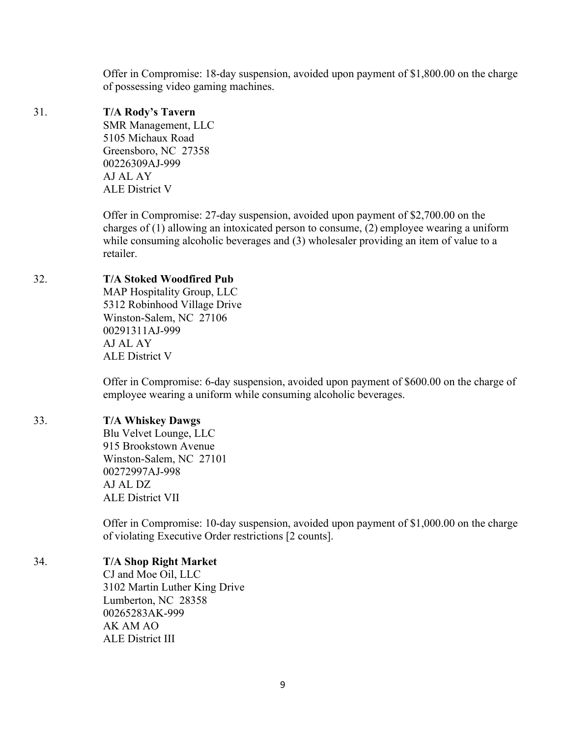Offer in Compromise: 18-day suspension, avoided upon payment of $1,800.00 on the charge of possessing video gaming machines.

31. **T/A Rody's Tavern**
    SMR Management, LLC
    5105 Michaux Road
    Greensboro, NC 27358
    00226309AJ-999
    AJ AL AY
    ALE District V

    Offer in Compromise: 27-day suspension, avoided upon payment of $2,700.00 on the charges of (1) allowing an intoxicated person to consume, (2) employee wearing a uniform while consuming alcoholic beverages and (3) wholesaler providing an item of value to a retailer.

32. **T/A Stoked Woodfired Pub**
    MAP Hospitality Group, LLC
    5312 Robinhood Village Drive
    Winston-Salem, NC 27106
    00291311AJ-999
    AJ AL AY
    ALE District V

    Offer in Compromise: 6-day suspension, avoided upon payment of $600.00 on the charge of employee wearing a uniform while consuming alcoholic beverages.

33. **T/A Whiskey Dawgs**
    Blu Velvet Lounge, LLC
    915 Brookstown Avenue
    Winston-Salem, NC 27101
    00272997AJ-998
    AJ AL DZ
    ALE District VII

    Offer in Compromise: 10-day suspension, avoided upon payment of $1,000.00 on the charge of violating Executive Order restrictions [2 counts].

34. **T/A Shop Right Market**
    CJ and Moe Oil, LLC
    3102 Martin Luther King Drive
    Lumberton, NC 28358
    00265283AK-999
    AK AM AO
    ALE District III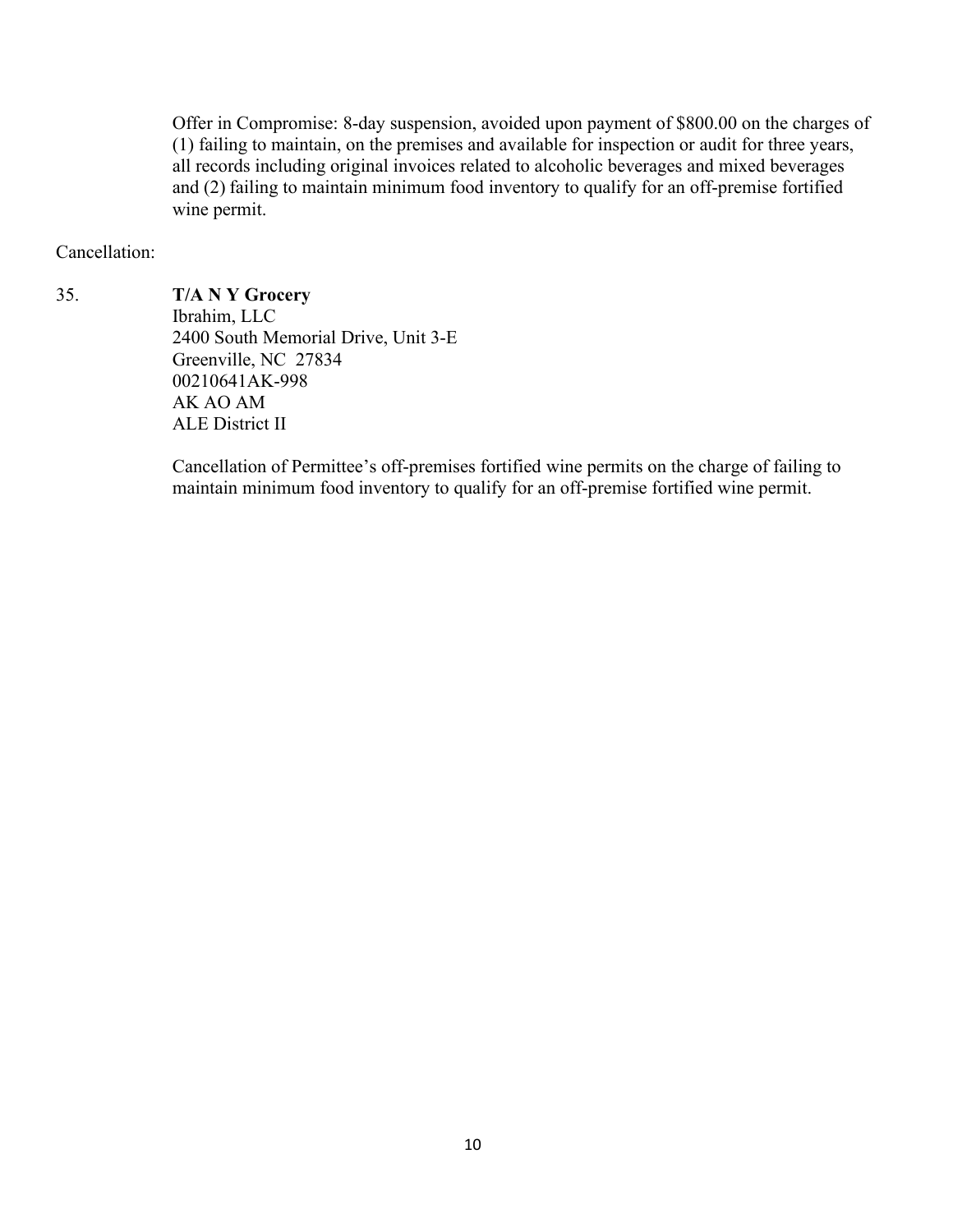Offer in Compromise: 8-day suspension, avoided upon payment of $800.00 on the charges of (1) failing to maintain, on the premises and available for inspection or audit for three years, all records including original invoices related to alcoholic beverages and mixed beverages and (2) failing to maintain minimum food inventory to qualify for an off-premise fortified wine permit.

Cancellation:

35. **T/A N Y Grocery**
Ibrahim, LLC
2400 South Memorial Drive, Unit 3-E
Greenville, NC 27834
00210641AK-998
AK AO AM
ALE District II

Cancellation of Permittee's off-premises fortified wine permits on the charge of failing to maintain minimum food inventory to qualify for an off-premise fortified wine permit.